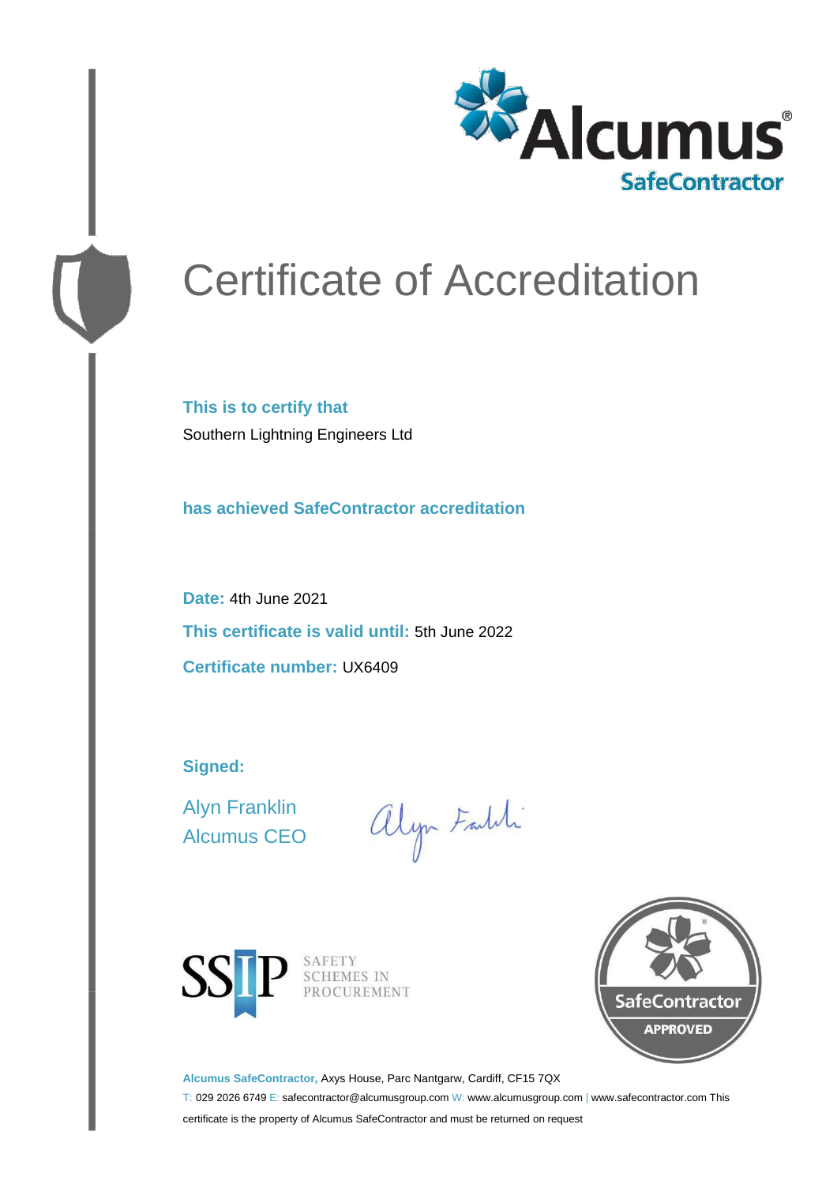# Certificate of Accreditation

**This is to certify that**

Southern Lightning Engineers Ltd

**has achieved SafeContractor accreditation**

**Date:** 4th June 2021

**This certificate is valid until:** 5th June 2022

**Certificate number:** UX6409

**Signed:**

Alyn Franklin
Alcumus CEO

SAFETY SCHEMES IN PROCUREMENT

SafeContractor APPROVED

**Alcumus SafeContractor,** Axys House, Parc Nantgarw, Cardiff, CF15 7QX
T: 029 2026 6749 E: safecontractor@alcumusgroup.com W: www.alcumusgroup.com | www.safecontractor.com This certificate is the property of Alcumus SafeContractor and must be returned on request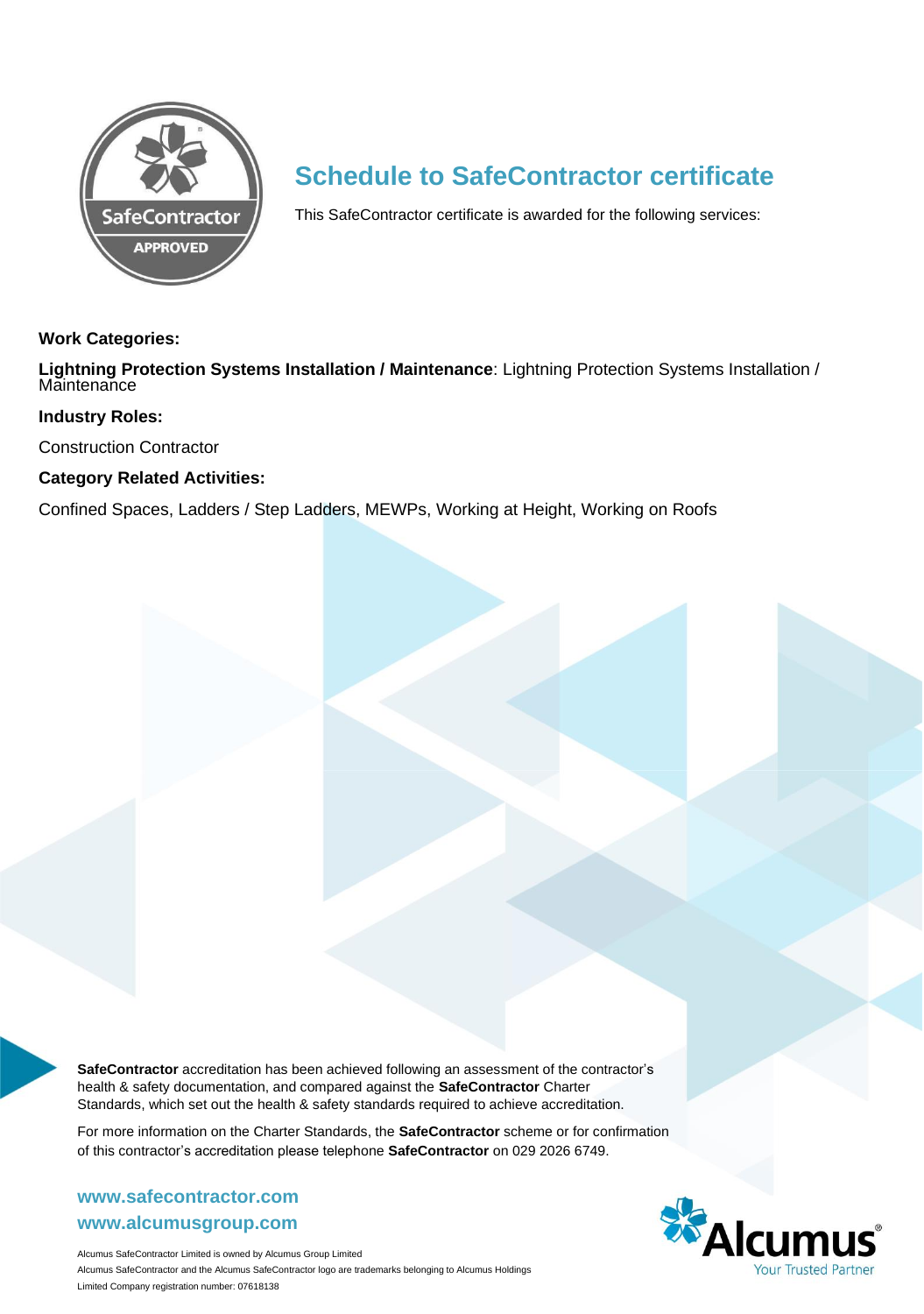# Schedule to SafeContractor certificate

This SafeContractor certificate is awarded for the following services:

**Work Categories:**

**Lightning Protection Systems Installation / Maintenance**: Lightning Protection Systems Installation / Maintenance

**Industry Roles:**

Construction Contractor

**Category Related Activities:**

Confined Spaces, Ladders / Step Ladders, MEWPs, Working at Height, Working on Roofs

**SafeContractor** accreditation has been achieved following an assessment of the contractor's health & safety documentation, and compared against the **SafeContractor** Charter Standards, which set out the health & safety standards required to achieve accreditation.

For more information on the Charter Standards, the **SafeContractor** scheme or for confirmation of this contractor's accreditation please telephone **SafeContractor** on 029 2026 6749.

**www.safecontractor.com**
**www.alcumusgroup.com**

Alcumus SafeContractor Limited is owned by Alcumus Group Limited
Alcumus SafeContractor and the Alcumus SafeContractor logo are trademarks belonging to Alcumus Holdings Limited Company registration number: 07618138

Alcumus® Your Trusted Partner